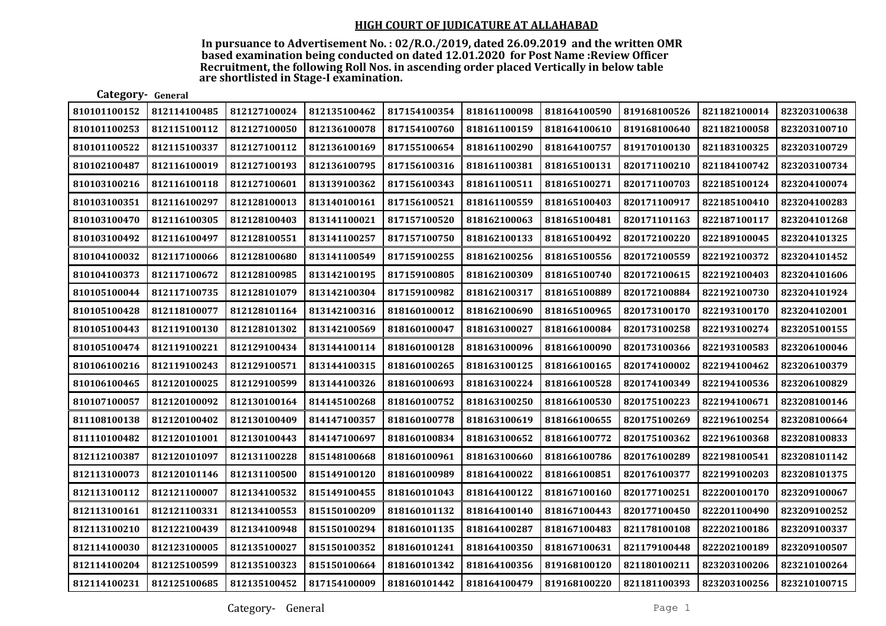## HIGH COURT OF JUDICATURE AT ALLAHABAD

**In pursuance to Advertisement No. : 02/R.O./2019, dated 26.09.2019 and the written OMR based examination being conducted on dated 12.01.2020 for Post Name :Review Officer Recruitment, the following Roll Nos. in ascending order placed Vertically in below table are shortlisted in Stage-I examination.**

**Category- General**

| | | | | | | | | | |
|---|---|---|---|---|---|---|---|---|---|
| 810101100152 | 812114100485 | 812127100024 | 812135100462 | 817154100354 | 818161100098 | 818164100590 | 819168100526 | 821182100014 | 823203100638 |
| 810101100253 | 812115100112 | 812127100050 | 812136100078 | 817154100760 | 818161100159 | 818164100610 | 819168100640 | 821182100058 | 823203100710 |
| 810101100522 | 812115100337 | 812127100112 | 812136100169 | 817155100654 | 818161100290 | 818164100757 | 819170100130 | 821183100325 | 823203100729 |
| 810102100487 | 812116100019 | 812127100193 | 812136100795 | 817156100316 | 818161100381 | 818165100131 | 820171100210 | 821184100742 | 823203100734 |
| 810103100216 | 812116100118 | 812127100601 | 813139100362 | 817156100343 | 818161100511 | 818165100271 | 820171100703 | 822185100124 | 823204100074 |
| 810103100351 | 812116100297 | 812128100013 | 813140100161 | 817156100521 | 818161100559 | 818165100403 | 820171100917 | 822185100410 | 823204100283 |
| 810103100470 | 812116100305 | 812128100403 | 813141100021 | 817157100520 | 818162100063 | 818165100481 | 820171101163 | 822187100117 | 823204101268 |
| 810103100492 | 812116100497 | 812128100551 | 813141100257 | 817157100750 | 818162100133 | 818165100492 | 820172100220 | 822189100045 | 823204101325 |
| 810104100032 | 812117100066 | 812128100680 | 813141100549 | 817159100255 | 818162100256 | 818165100556 | 820172100559 | 822192100372 | 823204101452 |
| 810104100373 | 812117100672 | 812128100985 | 813142100195 | 817159100805 | 818162100309 | 818165100740 | 820172100615 | 822192100403 | 823204101606 |
| 810105100044 | 812117100735 | 812128101079 | 813142100304 | 817159100982 | 818162100317 | 818165100889 | 820172100884 | 822192100730 | 823204101924 |
| 810105100428 | 812118100077 | 812128101164 | 813142100316 | 818160100012 | 818162100690 | 818165100965 | 820173100170 | 822193100170 | 823204102001 |
| 810105100443 | 812119100130 | 812128101302 | 813142100569 | 818160100047 | 818163100027 | 818166100084 | 820173100258 | 822193100274 | 823205100155 |
| 810105100474 | 812119100221 | 812129100434 | 813144100114 | 818160100128 | 818163100096 | 818166100090 | 820173100366 | 822193100583 | 823206100046 |
| 810106100216 | 812119100243 | 812129100571 | 813144100315 | 818160100265 | 818163100125 | 818166100165 | 820174100002 | 822194100462 | 823206100379 |
| 810106100465 | 812120100025 | 812129100599 | 813144100326 | 818160100693 | 818163100224 | 818166100528 | 820174100349 | 822194100536 | 823206100829 |
| 810107100057 | 812120100092 | 812130100164 | 814145100268 | 818160100752 | 818163100250 | 818166100530 | 820175100223 | 822194100671 | 823208100146 |
| 811108100138 | 812120100402 | 812130100409 | 814147100357 | 818160100778 | 818163100619 | 818166100655 | 820175100269 | 822196100254 | 823208100664 |
| 811110100482 | 812120101001 | 812130100443 | 814147100697 | 818160100834 | 818163100652 | 818166100772 | 820175100362 | 822196100368 | 823208100833 |
| 812112100387 | 812120101097 | 812131100228 | 815148100668 | 818160100961 | 818163100660 | 818166100786 | 820176100289 | 822198100541 | 823208101142 |
| 812113100073 | 812120101146 | 812131100500 | 815149100120 | 818160100989 | 818164100022 | 818166100851 | 820176100377 | 822199100203 | 823208101375 |
| 812113100112 | 812121100007 | 812134100532 | 815149100455 | 818160101043 | 818164100122 | 818167100160 | 820177100251 | 822200100170 | 823209100067 |
| 812113100161 | 812121100331 | 812134100553 | 815150100209 | 818160101132 | 818164100140 | 818167100443 | 820177100450 | 822201100490 | 823209100252 |
| 812113100210 | 812122100439 | 812134100948 | 815150100294 | 818160101135 | 818164100287 | 818167100483 | 821178100108 | 822202100186 | 823209100337 |
| 812114100030 | 812123100005 | 812135100027 | 815150100352 | 818160101241 | 818164100350 | 818167100631 | 821179100448 | 822202100189 | 823209100507 |
| 812114100204 | 812125100599 | 812135100323 | 815150100664 | 818160101342 | 818164100356 | 819168100120 | 821180100211 | 823203100206 | 823210100264 |
| 812114100231 | 812125100685 | 812135100452 | 817154100009 | 818160101442 | 818164100479 | 819168100220 | 821181100393 | 823203100256 | 823210100715 |

Category- General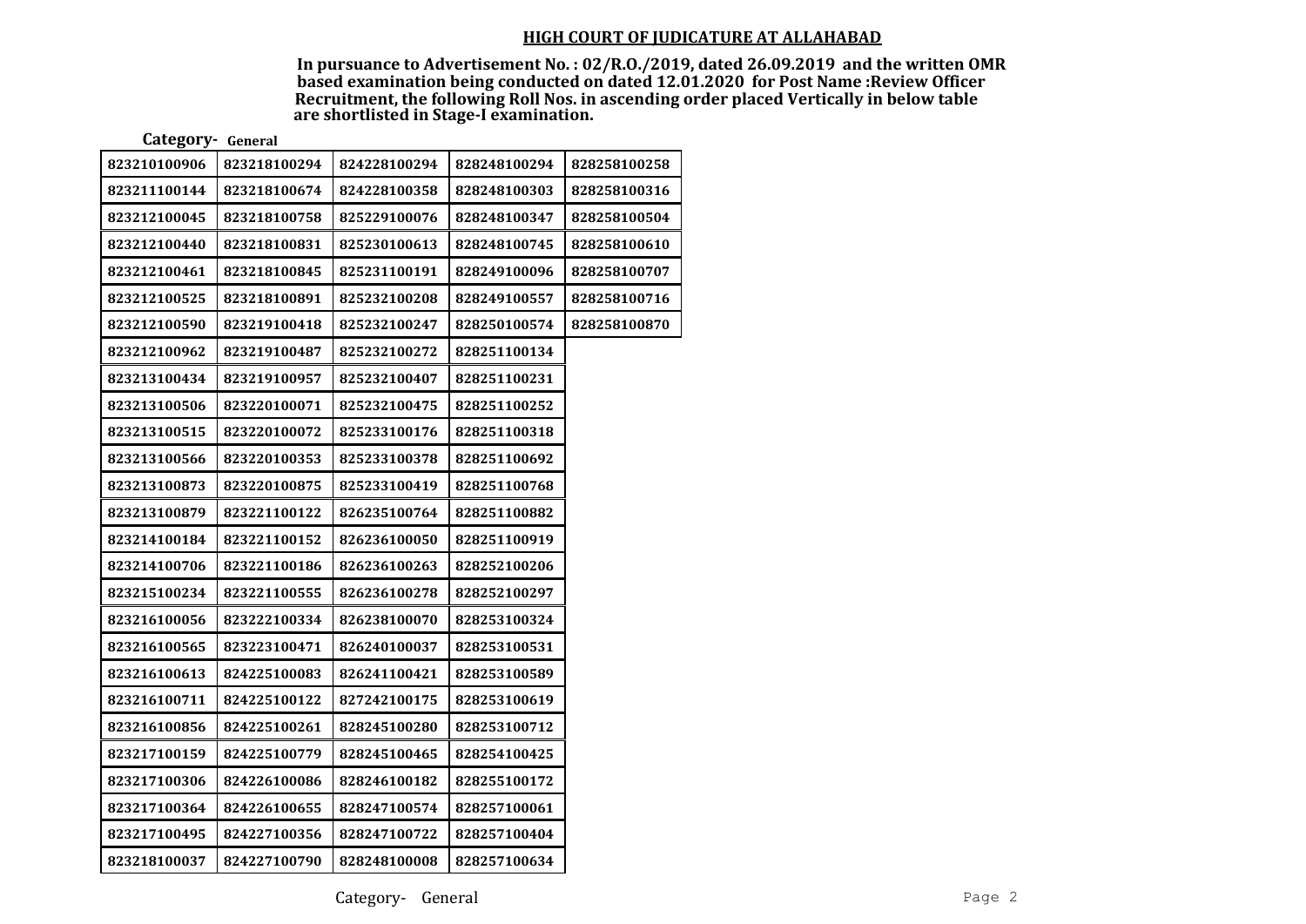## HIGH COURT OF JUDICATURE AT ALLAHABAD

**In pursuance to Advertisement No. : 02/R.O./2019, dated 26.09.2019 and the written OMR based examination being conducted on dated 12.01.2020 for Post Name :Review Officer Recruitment, the following Roll Nos. in ascending order placed Vertically in below table are shortlisted in Stage-I examination.**

**Category- General**

| | | | | |
|---|---|---|---|---|
| 823210100906 | 823218100294 | 824228100294 | 828248100294 | 828258100258 |
| 823211100144 | 823218100674 | 824228100358 | 828248100303 | 828258100316 |
| 823212100045 | 823218100758 | 825229100076 | 828248100347 | 828258100504 |
| 823212100440 | 823218100831 | 825230100613 | 828248100745 | 828258100610 |
| 823212100461 | 823218100845 | 825231100191 | 828249100096 | 828258100707 |
| 823212100525 | 823218100891 | 825232100208 | 828249100557 | 828258100716 |
| 823212100590 | 823219100418 | 825232100247 | 828250100574 | 828258100870 |
| 823212100962 | 823219100487 | 825232100272 | 828251100134 | |
| 823213100434 | 823219100957 | 825232100407 | 828251100231 | |
| 823213100506 | 823220100071 | 825232100475 | 828251100252 | |
| 823213100515 | 823220100072 | 825233100176 | 828251100318 | |
| 823213100566 | 823220100353 | 825233100378 | 828251100692 | |
| 823213100873 | 823220100875 | 825233100419 | 828251100768 | |
| 823213100879 | 823221100122 | 826235100764 | 828251100882 | |
| 823214100184 | 823221100152 | 826236100050 | 828251100919 | |
| 823214100706 | 823221100186 | 826236100263 | 828252100206 | |
| 823215100234 | 823221100555 | 826236100278 | 828252100297 | |
| 823216100056 | 823222100334 | 826238100070 | 828253100324 | |
| 823216100565 | 823223100471 | 826240100037 | 828253100531 | |
| 823216100613 | 824225100083 | 826241100421 | 828253100589 | |
| 823216100711 | 824225100122 | 827242100175 | 828253100619 | |
| 823216100856 | 824225100261 | 828245100280 | 828253100712 | |
| 823217100159 | 824225100779 | 828245100465 | 828254100425 | |
| 823217100306 | 824226100086 | 828246100182 | 828255100172 | |
| 823217100364 | 824226100655 | 828247100574 | 828257100061 | |
| 823217100495 | 824227100356 | 828247100722 | 828257100404 | |
| 823218100037 | 824227100790 | 828248100008 | 828257100634 | |

Category- General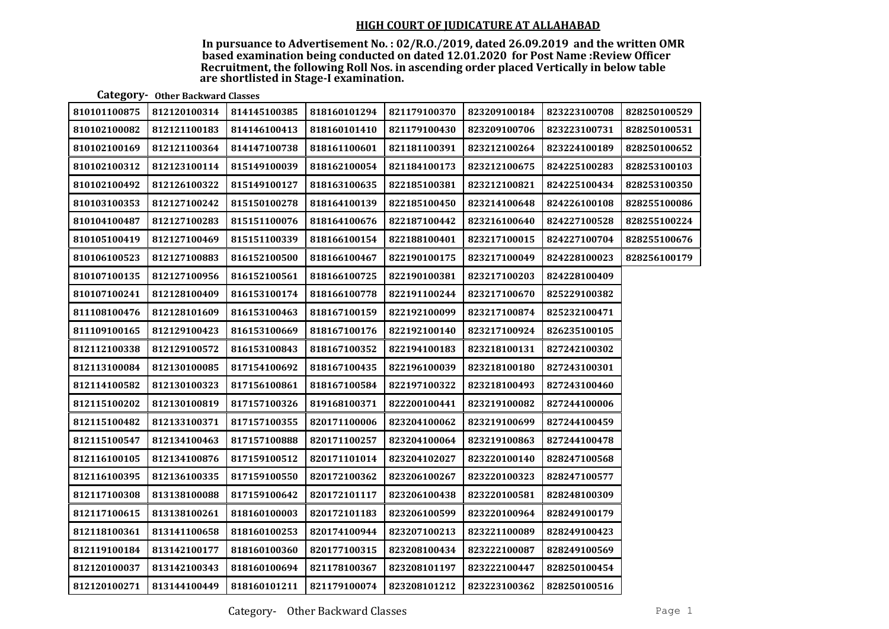## HIGH COURT OF JUDICATURE AT ALLAHABAD

**In pursuance to Advertisement No. : 02/R.O./2019, dated 26.09.2019 and the written OMR based examination being conducted on dated 12.01.2020 for Post Name :Review Officer Recruitment, the following Roll Nos. in ascending order placed Vertically in below table are shortlisted in Stage-I examination.**

**Category- Other Backward Classes**

| | | | | | | | |
|---|---|---|---|---|---|---|---|
| 810101100875 | 812120100314 | 814145100385 | 818160101294 | 821179100370 | 823209100184 | 823223100708 | 828250100529 |
| 810102100082 | 812121100183 | 814146100413 | 818160101410 | 821179100430 | 823209100706 | 823223100731 | 828250100531 |
| 810102100169 | 812121100364 | 814147100738 | 818161100601 | 821181100391 | 823212100264 | 823224100189 | 828250100652 |
| 810102100312 | 812123100114 | 815149100039 | 818162100054 | 821184100173 | 823212100675 | 824225100283 | 828253100103 |
| 810102100492 | 812126100322 | 815149100127 | 818163100635 | 822185100381 | 823212100821 | 824225100434 | 828253100350 |
| 810103100353 | 812127100242 | 815150100278 | 818164100139 | 822185100450 | 823214100648 | 824226100108 | 828255100086 |
| 810104100487 | 812127100283 | 815151100076 | 818164100676 | 822187100442 | 823216100640 | 824227100528 | 828255100224 |
| 810105100419 | 812127100469 | 815151100339 | 818166100154 | 822188100401 | 823217100015 | 824227100704 | 828255100676 |
| 810106100523 | 812127100883 | 816152100500 | 818166100467 | 822190100175 | 823217100049 | 824228100023 | 828256100179 |
| 810107100135 | 812127100956 | 816152100561 | 818166100725 | 822190100381 | 823217100203 | 824228100409 | |
| 810107100241 | 812128100409 | 816153100174 | 818166100778 | 822191100244 | 823217100670 | 825229100382 | |
| 811108100476 | 812128101609 | 816153100463 | 818167100159 | 822192100099 | 823217100874 | 825232100471 | |
| 811109100165 | 812129100423 | 816153100669 | 818167100176 | 822192100140 | 823217100924 | 826235100105 | |
| 812112100338 | 812129100572 | 816153100843 | 818167100352 | 822194100183 | 823218100131 | 827242100302 | |
| 812113100084 | 812130100085 | 817154100692 | 818167100435 | 822196100039 | 823218100180 | 827243100301 | |
| 812114100582 | 812130100323 | 817156100861 | 818167100584 | 822197100322 | 823218100493 | 827243100460 | |
| 812115100202 | 812130100819 | 817157100326 | 819168100371 | 822200100441 | 823219100082 | 827244100006 | |
| 812115100482 | 812133100371 | 817157100355 | 820171100006 | 823204100062 | 823219100699 | 827244100459 | |
| 812115100547 | 812134100463 | 817157100888 | 820171100257 | 823204100064 | 823219100863 | 827244100478 | |
| 812116100105 | 812134100876 | 817159100512 | 820171101014 | 823204102027 | 823220100140 | 828247100568 | |
| 812116100395 | 812136100335 | 817159100550 | 820172100362 | 823206100267 | 823220100323 | 828247100577 | |
| 812117100308 | 813138100088 | 817159100642 | 820172101117 | 823206100438 | 823220100581 | 828248100309 | |
| 812117100615 | 813138100261 | 818160100003 | 820172101183 | 823206100599 | 823220100964 | 828249100179 | |
| 812118100361 | 813141100658 | 818160100253 | 820174100944 | 823207100213 | 823221100089 | 828249100423 | |
| 812119100184 | 813142100177 | 818160100360 | 820177100315 | 823208100434 | 823222100087 | 828249100569 | |
| 812120100037 | 813142100343 | 818160100694 | 821178100367 | 823208101197 | 823222100447 | 828250100454 | |
| 812120100271 | 813144100449 | 818160101211 | 821179100074 | 823208101212 | 823223100362 | 828250100516 | |

Category- Other Backward Classes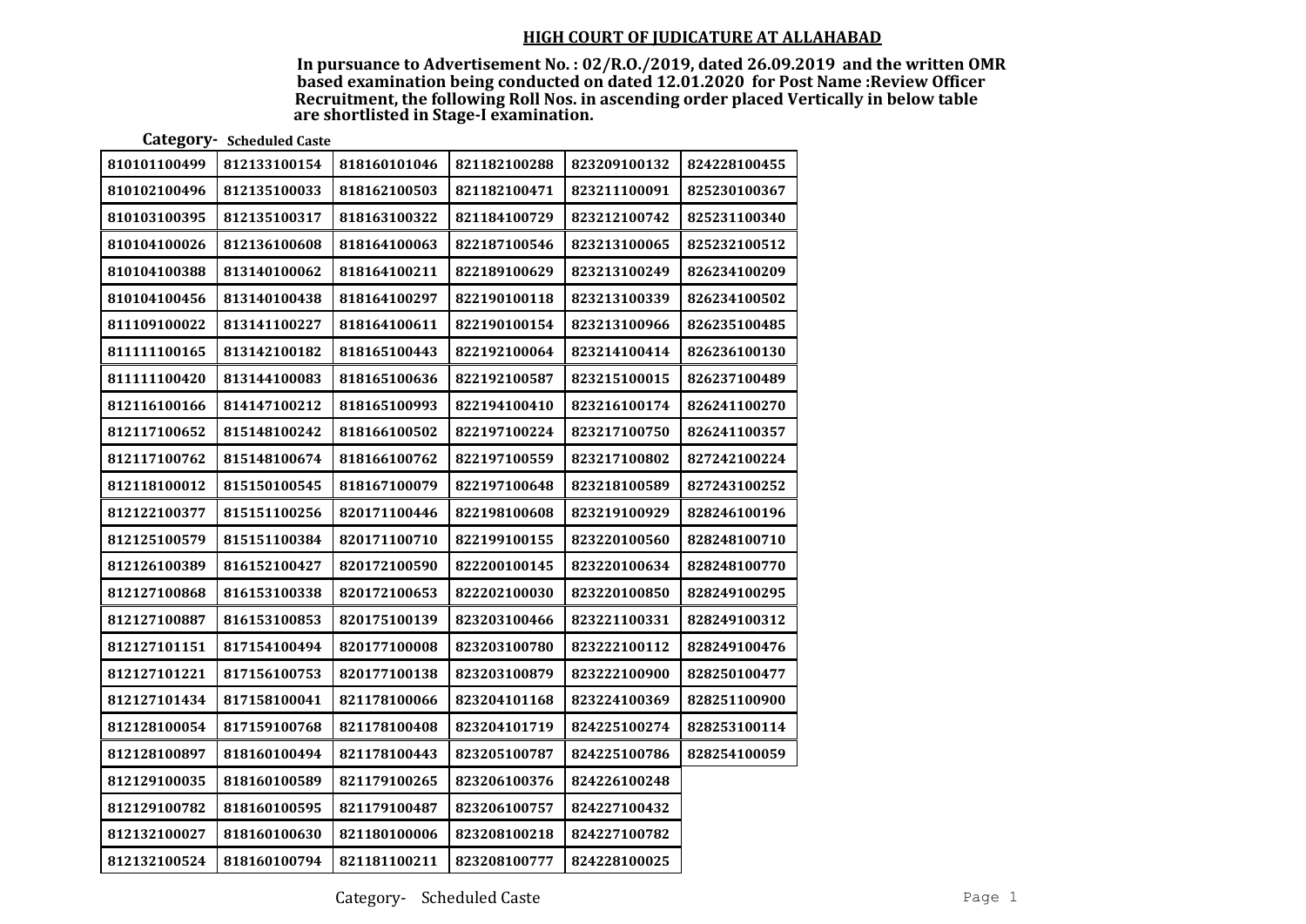**HIGH COURT OF JUDICATURE AT ALLAHABAD**

**In pursuance to Advertisement No. : 02/R.O./2019, dated 26.09.2019 and the written OMR based examination being conducted on dated 12.01.2020 for Post Name :Review Officer Recruitment, the following Roll Nos. in ascending order placed Vertically in below table are shortlisted in Stage-I examination.**

**Category- Scheduled Caste**

| | | | | | |
|---|---|---|---|---|---|
| 810101100499 | 812133100154 | 818160101046 | 821182100288 | 823209100132 | 824228100455 |
| 810102100496 | 812135100033 | 818162100503 | 821182100471 | 823211100091 | 825230100367 |
| 810103100395 | 812135100317 | 818163100322 | 821184100729 | 823212100742 | 825231100340 |
| 810104100026 | 812136100608 | 818164100063 | 822187100546 | 823213100065 | 825232100512 |
| 810104100388 | 813140100062 | 818164100211 | 822189100629 | 823213100249 | 826234100209 |
| 810104100456 | 813140100438 | 818164100297 | 822190100118 | 823213100339 | 826234100502 |
| 811109100022 | 813141100227 | 818164100611 | 822190100154 | 823213100966 | 826235100485 |
| 811111100165 | 813142100182 | 818165100443 | 822192100064 | 823214100414 | 826236100130 |
| 811111100420 | 813144100083 | 818165100636 | 822192100587 | 823215100015 | 826237100489 |
| 812116100166 | 814147100212 | 818165100993 | 822194100410 | 823216100174 | 826241100270 |
| 812117100652 | 815148100242 | 818166100502 | 822197100224 | 823217100750 | 826241100357 |
| 812117100762 | 815148100674 | 818166100762 | 822197100559 | 823217100802 | 827242100224 |
| 812118100012 | 815150100545 | 818167100079 | 822197100648 | 823218100589 | 827243100252 |
| 812122100377 | 815151100256 | 820171100446 | 822198100608 | 823219100929 | 828246100196 |
| 812125100579 | 815151100384 | 820171100710 | 822199100155 | 823220100560 | 828248100710 |
| 812126100389 | 816152100427 | 820172100590 | 822200100145 | 823220100634 | 828248100770 |
| 812127100868 | 816153100338 | 820172100653 | 822202100030 | 823220100850 | 828249100295 |
| 812127100887 | 816153100853 | 820175100139 | 823203100466 | 823221100331 | 828249100312 |
| 812127101151 | 817154100494 | 820177100008 | 823203100780 | 823222100112 | 828249100476 |
| 812127101221 | 817156100753 | 820177100138 | 823203100879 | 823222100900 | 828250100477 |
| 812127101434 | 817158100041 | 821178100066 | 823204101168 | 823224100369 | 828251100900 |
| 812128100054 | 817159100768 | 821178100408 | 823204101719 | 824225100274 | 828253100114 |
| 812128100897 | 818160100494 | 821178100443 | 823205100787 | 824225100786 | 828254100059 |
| 812129100035 | 818160100589 | 821179100265 | 823206100376 | 824226100248 | |
| 812129100782 | 818160100595 | 821179100487 | 823206100757 | 824227100432 | |
| 812132100027 | 818160100630 | 821180100006 | 823208100218 | 824227100782 | |
| 812132100524 | 818160100794 | 821181100211 | 823208100777 | 824228100025 | |

Category- Scheduled Caste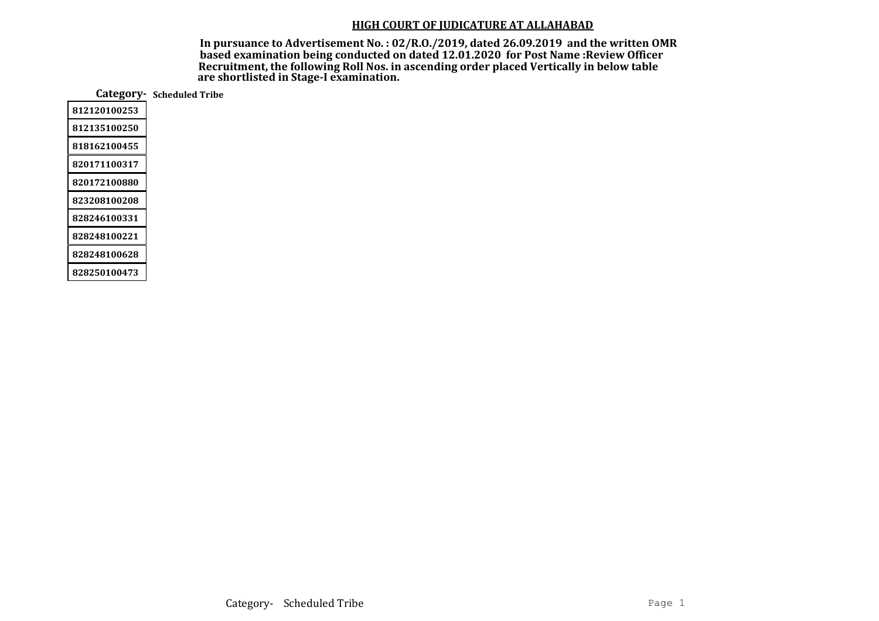**HIGH COURT OF JUDICATURE AT ALLAHABAD**

**In pursuance to Advertisement No. : 02/R.O./2019, dated 26.09.2019 and the written OMR based examination being conducted on dated 12.01.2020 for Post Name :Review Officer Recruitment, the following Roll Nos. in ascending order placed Vertically in below table are shortlisted in Stage-I examination.**

**Category- Scheduled Tribe**

| |
|---|
| 812120100253 |
| 812135100250 |
| 818162100455 |
| 820171100317 |
| 820172100880 |
| 823208100208 |
| 828246100331 |
| 828248100221 |
| 828248100628 |
| 828250100473 |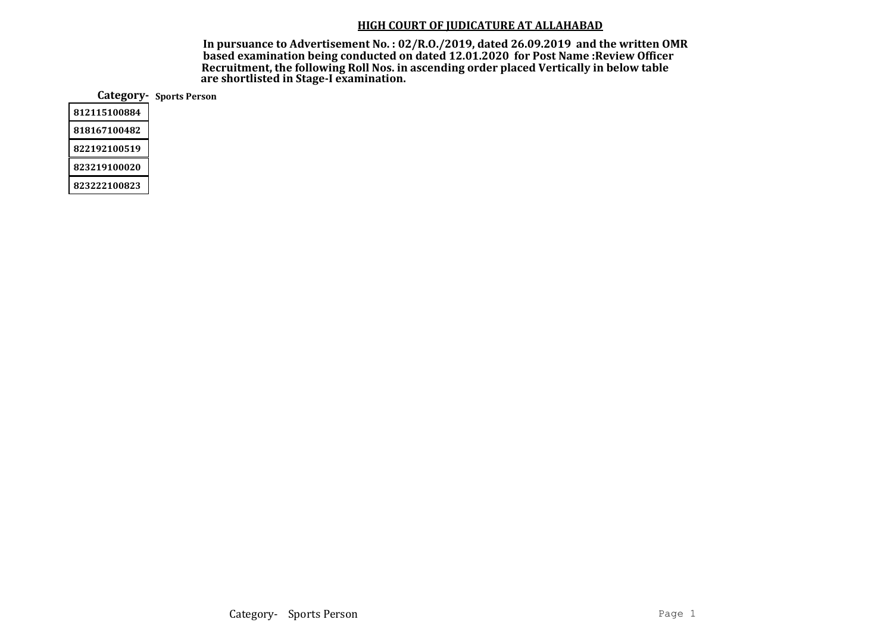## HIGH COURT OF JUDICATURE AT ALLAHABAD

**In pursuance to Advertisement No. : 02/R.O./2019, dated 26.09.2019 and the written OMR based examination being conducted on dated 12.01.2020 for Post Name :Review Officer Recruitment, the following Roll Nos. in ascending order placed Vertically in below table are shortlisted in Stage-I examination.**

**Category- Sports Person**

| Roll No. |
|---|
| 812115100884 |
| 818167100482 |
| 822192100519 |
| 823219100020 |
| 823222100823 |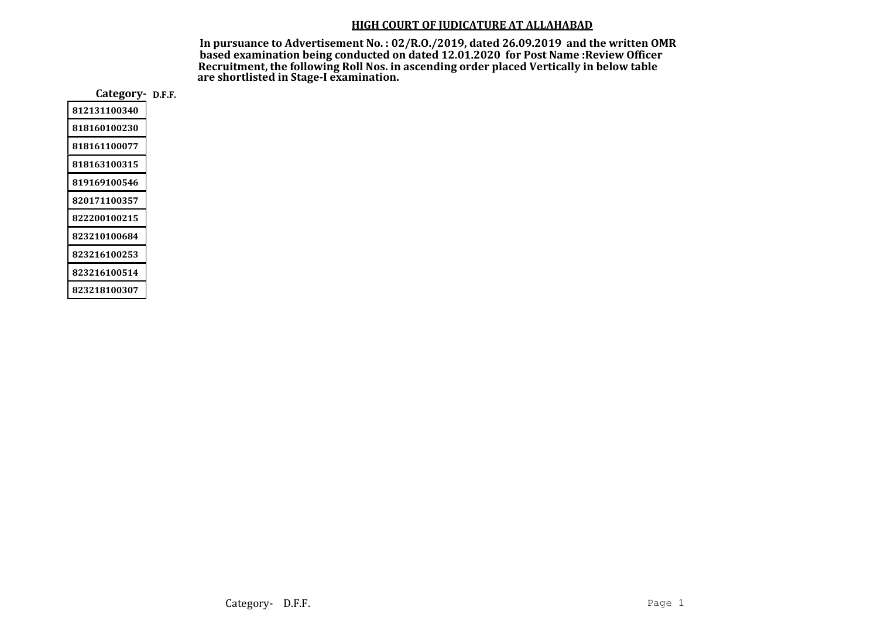## HIGH COURT OF JUDICATURE AT ALLAHABAD

**In pursuance to Advertisement No. : 02/R.O./2019, dated 26.09.2019 and the written OMR based examination being conducted on dated 12.01.2020 for Post Name :Review Officer Recruitment, the following Roll Nos. in ascending order placed Vertically in below table are shortlisted in Stage-I examination.**

**Category- D.F.F.**

| |
|---|
| 812131100340 |
| 818160100230 |
| 818161100077 |
| 818163100315 |
| 819169100546 |
| 820171100357 |
| 822200100215 |
| 823210100684 |
| 823216100253 |
| 823216100514 |
| 823218100307 |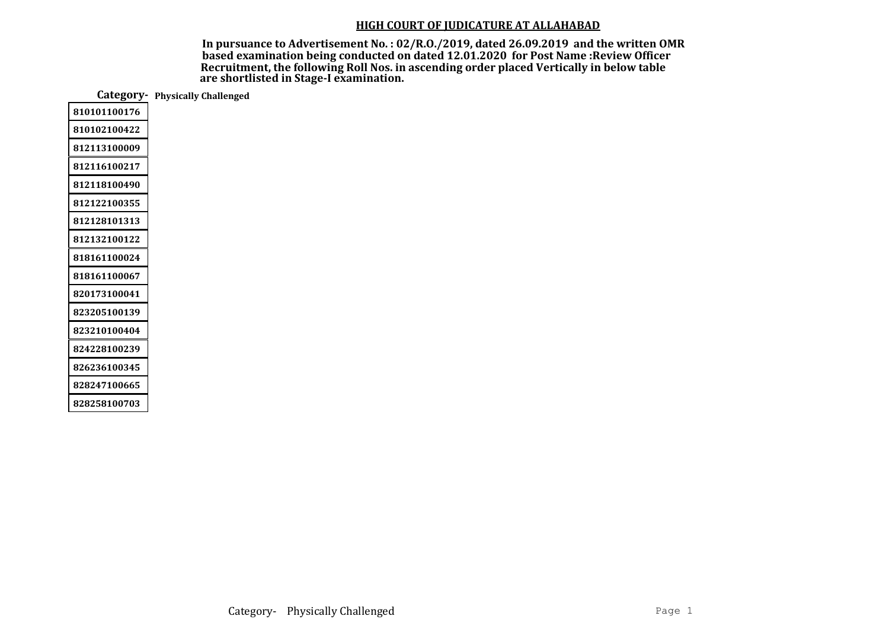## HIGH COURT OF JUDICATURE AT ALLAHABAD

**In pursuance to Advertisement No. : 02/R.O./2019, dated 26.09.2019 and the written OMR based examination being conducted on dated 12.01.2020 for Post Name :Review Officer Recruitment, the following Roll Nos. in ascending order placed Vertically in below table are shortlisted in Stage-I examination.**

**Category- Physically Challenged**

| |
|---|
| 810101100176 |
| 810102100422 |
| 812113100009 |
| 812116100217 |
| 812118100490 |
| 812122100355 |
| 812128101313 |
| 812132100122 |
| 818161100024 |
| 818161100067 |
| 820173100041 |
| 823205100139 |
| 823210100404 |
| 824228100239 |
| 826236100345 |
| 828247100665 |
| 828258100703 |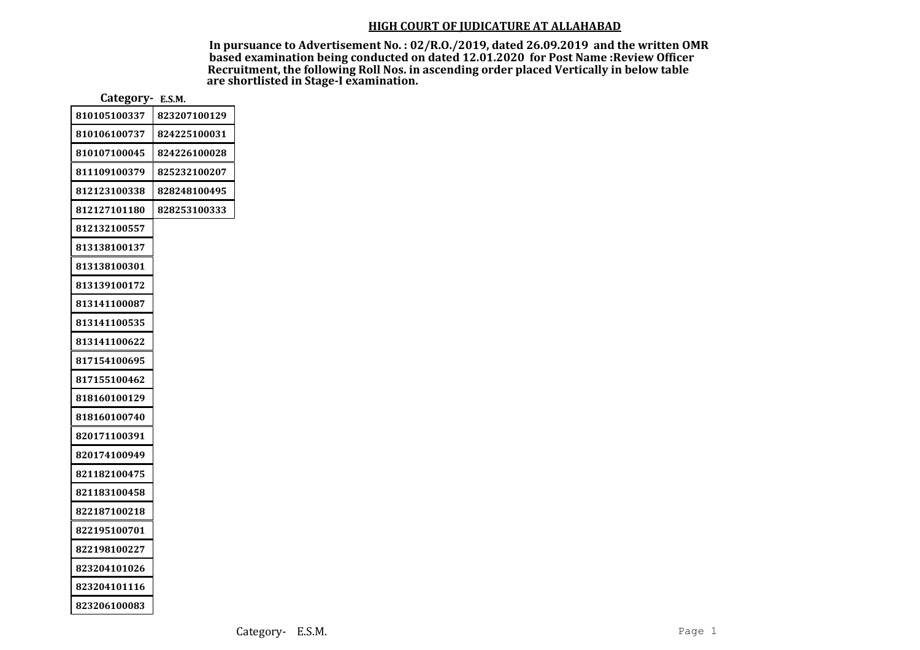## HIGH COURT OF JUDICATURE AT ALLAHABAD

**In pursuance to Advertisement No. : 02/R.O./2019, dated 26.09.2019 and the written OMR based examination being conducted on dated 12.01.2020 for Post Name :Review Officer Recruitment, the following Roll Nos. in ascending order placed Vertically in below table are shortlisted in Stage-I examination.**

**Category- E.S.M.**

| | |
|---|---|
| 810105100337 | 823207100129 |
| 810106100737 | 824225100031 |
| 810107100045 | 824226100028 |
| 811109100379 | 825232100207 |
| 812123100338 | 828248100495 |
| 812127101180 | 828253100333 |
| 812132100557 | |
| 813138100137 | |
| 813138100301 | |
| 813139100172 | |
| 813141100087 | |
| 813141100535 | |
| 813141100622 | |
| 817154100695 | |
| 817155100462 | |
| 818160100129 | |
| 818160100740 | |
| 820171100391 | |
| 820174100949 | |
| 821182100475 | |
| 821183100458 | |
| 822187100218 | |
| 822195100701 | |
| 822198100227 | |
| 823204101026 | |
| 823204101116 | |
| 823206100083 | |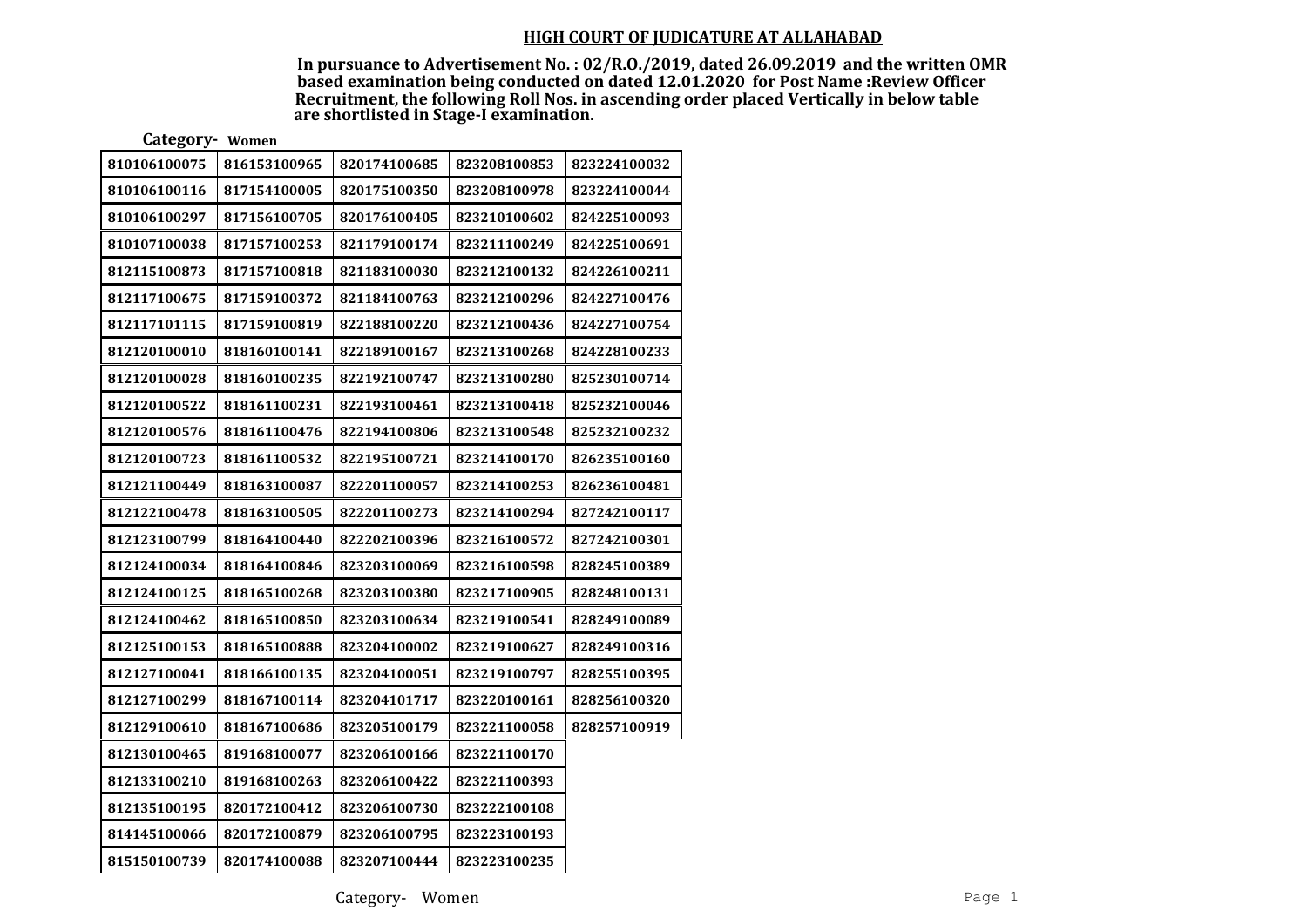## HIGH COURT OF JUDICATURE AT ALLAHABAD

**In pursuance to Advertisement No. : 02/R.O./2019, dated 26.09.2019 and the written OMR based examination being conducted on dated 12.01.2020 for Post Name :Review Officer Recruitment, the following Roll Nos. in ascending order placed Vertically in below table are shortlisted in Stage-I examination.**

**Category- Women**

| | | | | |
|---|---|---|---|---|
| 810106100075 | 816153100965 | 820174100685 | 823208100853 | 823224100032 |
| 810106100116 | 817154100005 | 820175100350 | 823208100978 | 823224100044 |
| 810106100297 | 817156100705 | 820176100405 | 823210100602 | 824225100093 |
| 810107100038 | 817157100253 | 821179100174 | 823211100249 | 824225100691 |
| 812115100873 | 817157100818 | 821183100030 | 823212100132 | 824226100211 |
| 812117100675 | 817159100372 | 821184100763 | 823212100296 | 824227100476 |
| 812117101115 | 817159100819 | 822188100220 | 823212100436 | 824227100754 |
| 812120100010 | 818160100141 | 822189100167 | 823213100268 | 824228100233 |
| 812120100028 | 818160100235 | 822192100747 | 823213100280 | 825230100714 |
| 812120100522 | 818161100231 | 822193100461 | 823213100418 | 825232100046 |
| 812120100576 | 818161100476 | 822194100806 | 823213100548 | 825232100232 |
| 812120100723 | 818161100532 | 822195100721 | 823214100170 | 826235100160 |
| 812121100449 | 818163100087 | 822201100057 | 823214100253 | 826236100481 |
| 812122100478 | 818163100505 | 822201100273 | 823214100294 | 827242100117 |
| 812123100799 | 818164100440 | 822202100396 | 823216100572 | 827242100301 |
| 812124100034 | 818164100846 | 823203100069 | 823216100598 | 828245100389 |
| 812124100125 | 818165100268 | 823203100380 | 823217100905 | 828248100131 |
| 812124100462 | 818165100850 | 823203100634 | 823219100541 | 828249100089 |
| 812125100153 | 818165100888 | 823204100002 | 823219100627 | 828249100316 |
| 812127100041 | 818166100135 | 823204100051 | 823219100797 | 828255100395 |
| 812127100299 | 818167100114 | 823204101717 | 823220100161 | 828256100320 |
| 812129100610 | 818167100686 | 823205100179 | 823221100058 | 828257100919 |
| 812130100465 | 819168100077 | 823206100166 | 823221100170 | |
| 812133100210 | 819168100263 | 823206100422 | 823221100393 | |
| 812135100195 | 820172100412 | 823206100730 | 823222100108 | |
| 814145100066 | 820172100879 | 823206100795 | 823223100193 | |
| 815150100739 | 820174100088 | 823207100444 | 823223100235 | |

Category- Women